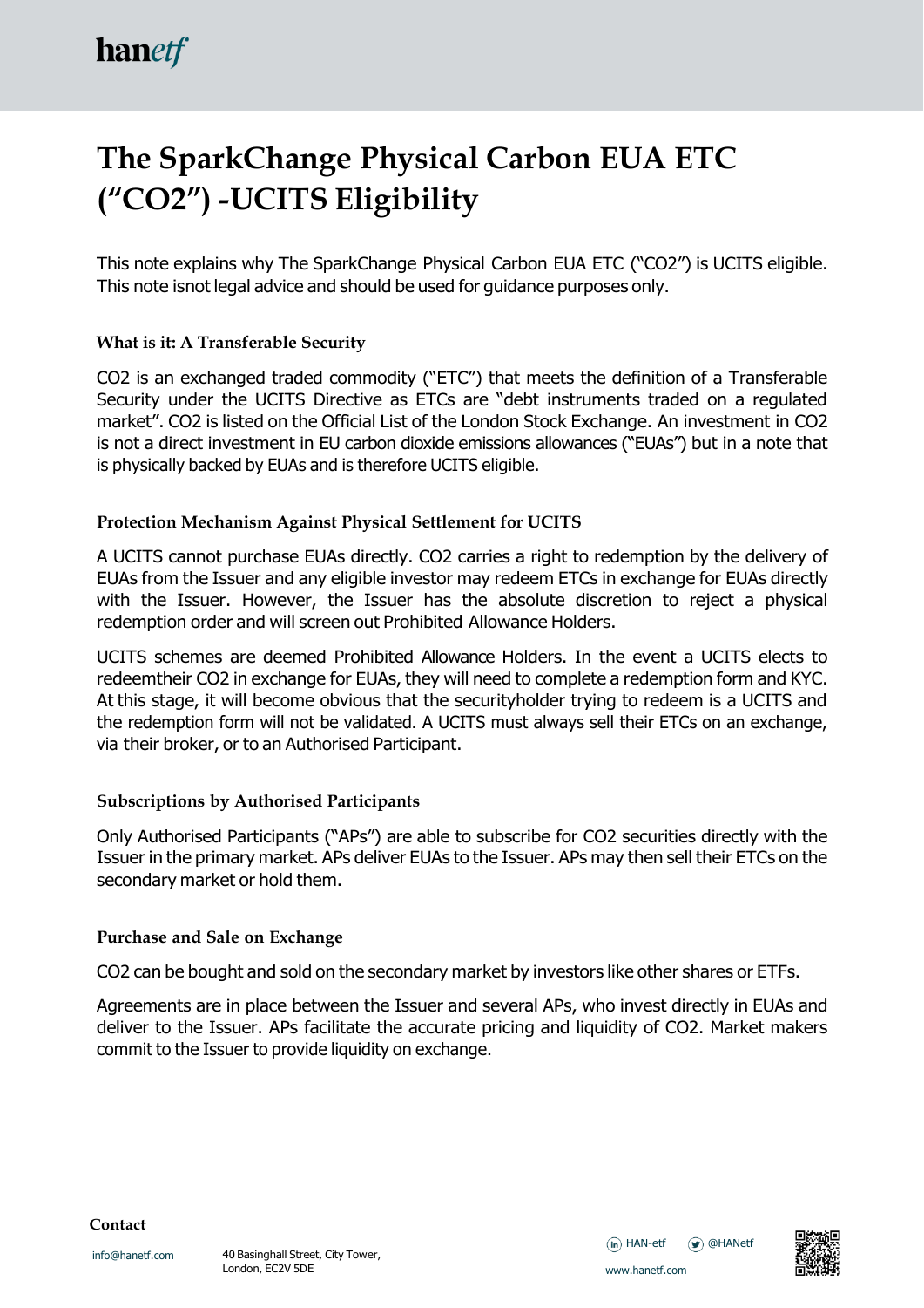# The SparkChange Physical Carbon EUA ETC ("CO2") -UCITS Eligibility

This note explains why The SparkChange Physical Carbon EUA ETC ("CO2") is UCITS eligible. This note isnot legal advice and should be used for guidance purposes only.

### What is it: A Transferable Security

CO2 is an exchanged traded commodity ("ETC") that meets the definition of a Transferable Security under the UCITS Directive as ETCs are "debt instruments traded on a regulated market". CO2 is listed on the Official List of the London Stock Exchange. An investment in CO2 is not a direct investment in EU carbon dioxide emissions allowances ("EUAs") but in a note that is physically backed by EUAs and is therefore UCITS eligible.

### Protection Mechanism Against Physical Settlement for UCITS

A UCITS cannot purchase EUAs directly. CO2 carries a right to redemption by the delivery of EUAs from the Issuer and any eligible investor may redeem ETCs in exchange for EUAs directly with the Issuer. However, the Issuer has the absolute discretion to reject a physical redemption order and will screen out Prohibited Allowance Holders.

UCITS schemes are deemed Prohibited Allowance Holders. In the event a UCITS elects to redeemtheir CO2 in exchange for EUAs, they will need to complete a redemption form and KYC. At this stage, it will become obvious that the securityholder trying to redeem is a UCITS and the redemption form will not be validated. A UCITS must always sell their ETCs on an exchange, via their broker, or to an Authorised Participant.

### Subscriptions by Authorised Participants

Only Authorised Participants ("APs") are able to subscribe for CO2 securities directly with the Issuer in the primary market. APs deliver EUAs to the Issuer. APs may then sell their ETCs on the secondary market or hold them.

### Purchase and Sale on Exchange

CO2 can be bought and sold on the secondary market by investors like other shares or ETFs.

Agreements are in place between the Issuer and several APs, who invest directly in EUAs and deliver to the Issuer. APs facilitate the accurate pricing and liquidity of CO2. Market makers commit to the Issuer to provide liquidity on exchange.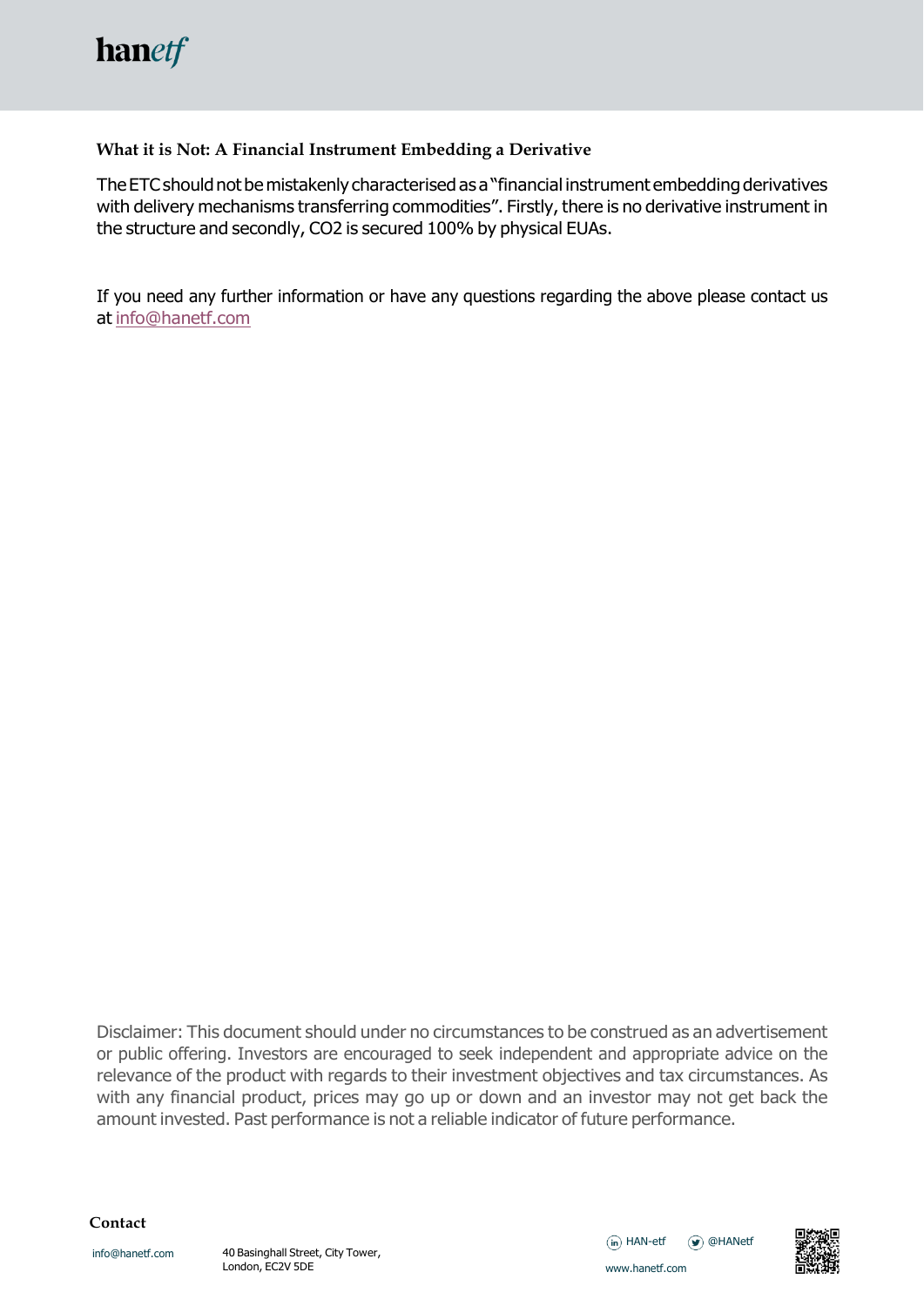### What it is Not: A Financial Instrument Embedding a Derivative

The ETC should not be mistakenly characterised as a "financial instrument embedding derivatives with delivery mechanisms transferring commodities". Firstly, there is no derivative instrument in the structure and secondly, $CO_2$ is secured 100% by physical EUAs.

If you need any further information or have any questions regarding the above please contact us at info@hanetf.com

Disclaimer: This document should under no circumstances to be construed as an advertisement or public offering. Investors are encouraged to seek independent and appropriate advice on the relevance of the product with regards to their investment objectives and tax circumstances. As with any financial product, prices may go up or down and an investor may not get back the amount invested. Past performance is not a reliable indicator of future performance.